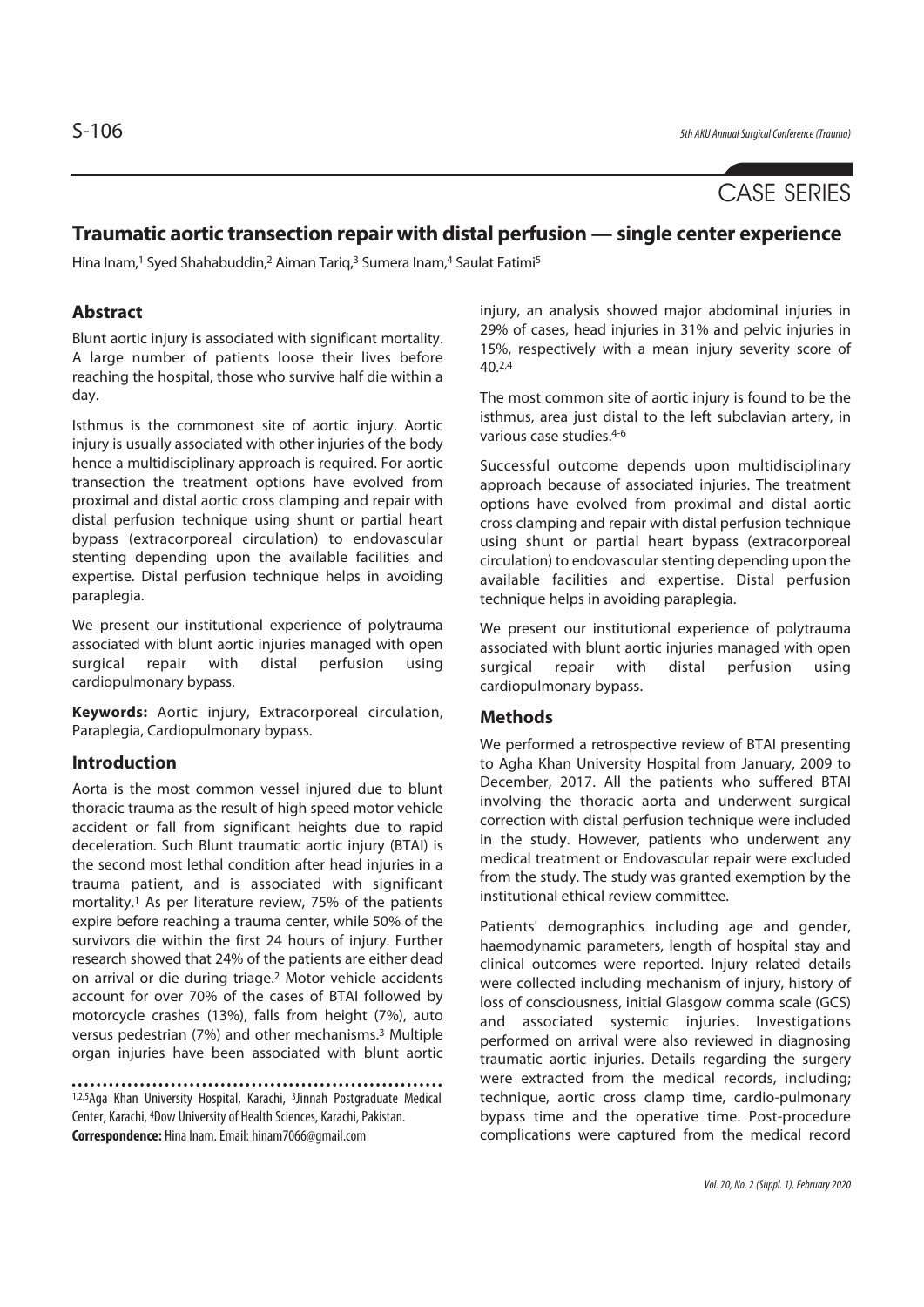CASE SERIES

# Traumatic aortic transection repair with distal perfusion — single center experience

Hina Inam,[1] Syed Shahabuddin,[2] Aiman Tariq,[3] Sumera Inam,[4] Saulat Fatimi[5]

## Abstract

Blunt aortic injury is associated with significant mortality. A large number of patients loose their lives before reaching the hospital, those who survive half die within a day.

Isthmus is the commonest site of aortic injury. Aortic injury is usually associated with other injuries of the body hence a multidisciplinary approach is required. For aortic transection the treatment options have evolved from proximal and distal aortic cross clamping and repair with distal perfusion technique using shunt or partial heart bypass (extracorporeal circulation) to endovascular stenting depending upon the available facilities and expertise. Distal perfusion technique helps in avoiding paraplegia.

We present our institutional experience of polytrauma associated with blunt aortic injuries managed with open surgical repair with distal perfusion using cardiopulmonary bypass.

**Keywords:** Aortic injury, Extracorporeal circulation, Paraplegia, Cardiopulmonary bypass.

## Introduction

Aorta is the most common vessel injured due to blunt thoracic trauma as the result of high speed motor vehicle accident or fall from significant heights due to rapid deceleration. Such Blunt traumatic aortic injury (BTAI) is the second most lethal condition after head injuries in a trauma patient, and is associated with significant mortality.[1] As per literature review, 75% of the patients expire before reaching a trauma center, while 50% of the survivors die within the first 24 hours of injury. Further research showed that 24% of the patients are either dead on arrival or die during triage.[2] Motor vehicle accidents account for over 70% of the cases of BTAI followed by motorcycle crashes (13%), falls from height (7%), auto versus pedestrian (7%) and other mechanisms.[3] Multiple organ injuries have been associated with blunt aortic injury, an analysis showed major abdominal injuries in 29% of cases, head injuries in 31% and pelvic injuries in 15%, respectively with a mean injury severity score of 40.[2,4]

The most common site of aortic injury is found to be the isthmus, area just distal to the left subclavian artery, in various case studies.[4-6]

Successful outcome depends upon multidisciplinary approach because of associated injuries. The treatment options have evolved from proximal and distal aortic cross clamping and repair with distal perfusion technique using shunt or partial heart bypass (extracorporeal circulation) to endovascular stenting depending upon the available facilities and expertise. Distal perfusion technique helps in avoiding paraplegia.

We present our institutional experience of polytrauma associated with blunt aortic injuries managed with open surgical repair with distal perfusion using cardiopulmonary bypass.

## Methods

We performed a retrospective review of BTAI presenting to Agha Khan University Hospital from January, 2009 to December, 2017. All the patients who suffered BTAI involving the thoracic aorta and underwent surgical correction with distal perfusion technique were included in the study. However, patients who underwent any medical treatment or Endovascular repair were excluded from the study. The study was granted exemption by the institutional ethical review committee.

Patients' demographics including age and gender, haemodynamic parameters, length of hospital stay and clinical outcomes were reported. Injury related details were collected including mechanism of injury, history of loss of consciousness, initial Glasgow comma scale (GCS) and associated systemic injuries. Investigations performed on arrival were also reviewed in diagnosing traumatic aortic injuries. Details regarding the surgery were extracted from the medical records, including; technique, aortic cross clamp time, cardio-pulmonary bypass time and the operative time. Post-procedure complications were captured from the medical record

[1,2,5]Aga Khan University Hospital, Karachi, [3]Jinnah Postgraduate Medical Center, Karachi, [4]Dow University of Health Sciences, Karachi, Pakistan.
**Correspondence:** Hina Inam. Email: hinam7066@gmail.com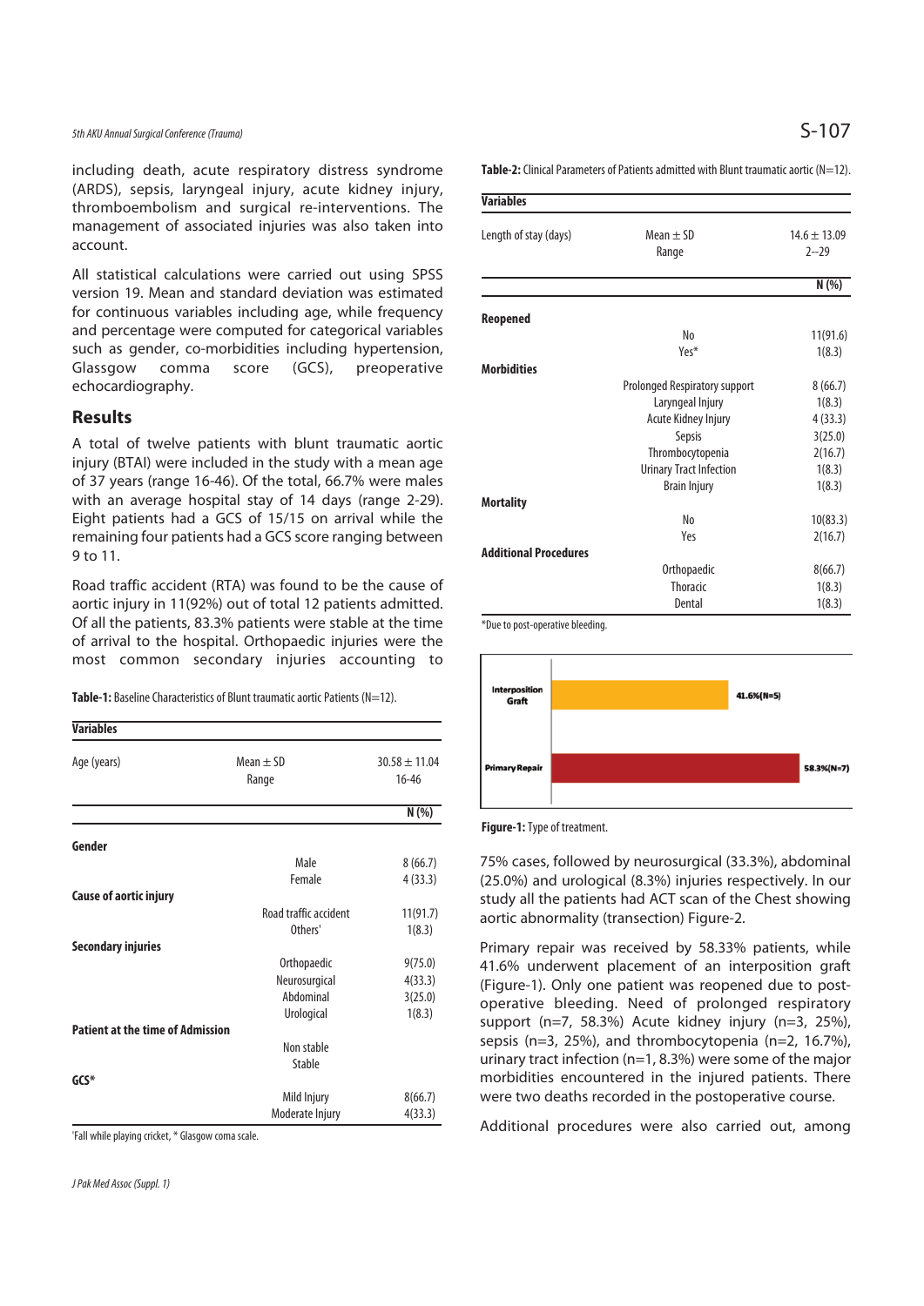including death, acute respiratory distress syndrome (ARDS), sepsis, laryngeal injury, acute kidney injury, thromboembolism and surgical re-interventions. The management of associated injuries was also taken into account.

All statistical calculations were carried out using SPSS version 19. Mean and standard deviation was estimated for continuous variables including age, while frequency and percentage were computed for categorical variables such as gender, co-morbidities including hypertension, Glassgow comma score (GCS), preoperative echocardiography.

## Results

A total of twelve patients with blunt traumatic aortic injury (BTAI) were included in the study with a mean age of 37 years (range 16-46). Of the total, 66.7% were males with an average hospital stay of 14 days (range 2-29). Eight patients had a GCS of 15/15 on arrival while the remaining four patients had a GCS score ranging between 9 to 11.

Road traffic accident (RTA) was found to be the cause of aortic injury in 11(92%) out of total 12 patients admitted. Of all the patients, 83.3% patients were stable at the time of arrival to the hospital. Orthopaedic injuries were the most common secondary injuries accounting to 75% cases, followed by neurosurgical (33.3%), abdominal (25.0%) and urological (8.3%) injuries respectively. In our study all the patients had ACT scan of the Chest showing aortic abnormality (transection) Figure-2.

**Table-1:** Baseline Characteristics of Blunt traumatic aortic Patients (N=12).

| Variables | | |
|---|---|---|
| Age (years) | Mean ± SD<br>Range | 30.58 ± 11.04<br>16-46 |
| | | N (%) |
| **Gender** | | |
| | Male | 8 (66.7) |
| | Female | 4 (33.3) |
| **Cause of aortic injury** | | |
| | Road traffic accident | 11(91.7) |
| | Others' | 1(8.3) |
| **Secondary injuries** | | |
| | Orthopaedic | 9(75.0) |
| | Neurosurgical | 4(33.3) |
| | Abdominal | 3(25.0) |
| | Urological | 1(8.3) |
| **Patient at the time of Admission** | | |
| | Non stable | |
| | Stable | |
| **GCS*** | | |
| | Mild Injury | 8(66.7) |
| | Moderate Injury | 4(33.3) |

'Fall while playing cricket, * Glasgow coma scale.

**Table-2:** Clinical Parameters of Patients admitted with Blunt traumatic aortic (N=12).

| Variables | | |
|---|---|---|
| Length of stay (days) | Mean ± SD<br>Range | 14.6 ± 13.09<br>2--29 |
| | | N (%) |
| **Reopened** | | |
| | No | 11(91.6) |
| | Yes* | 1(8.3) |
| **Morbidities** | | |
| | Prolonged Respiratory support | 8 (66.7) |
| | Laryngeal Injury | 1(8.3) |
| | Acute Kidney Injury | 4 (33.3) |
| | Sepsis | 3(25.0) |
| | Thrombocytopenia | 2(16.7) |
| | Urinary Tract Infection | 1(8.3) |
| | Brain Injury | 1(8.3) |
| **Mortality** | | |
| | No | 10(83.3) |
| | Yes | 2(16.7) |
| **Additional Procedures** | | |
| | Orthopaedic | 8(66.7) |
| | Thoracic | 1(8.3) |
| | Dental | 1(8.3) |

*Due to post-operative bleeding.

| Type of treatment | |
|---|---|
| Interposition Graft | 41.6%(N=5) |
| Primary Repair | 58.3%(N=7) |

**Figure-1:** Type of treatment.

Primary repair was received by 58.33% patients, while 41.6% underwent placement of an interposition graft (Figure-1). Only one patient was reopened due to post-operative bleeding. Need of prolonged respiratory support (n=7, 58.3%) Acute kidney injury (n=3, 25%), sepsis (n=3, 25%), and thrombocytopenia (n=2, 16.7%), urinary tract infection (n=1, 8.3%) were some of the major morbidities encountered in the injured patients. There were two deaths recorded in the postoperative course.

Additional procedures were also carried out, among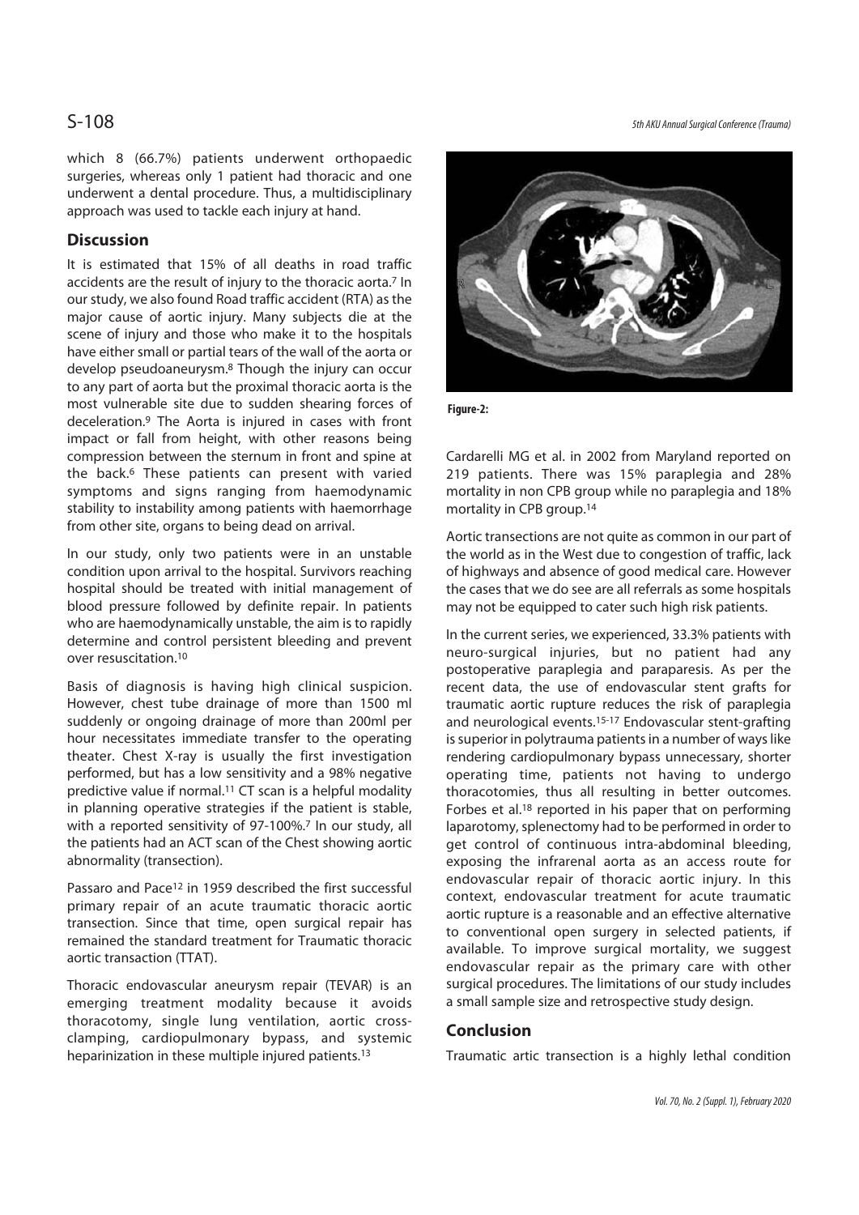which 8 (66.7%) patients underwent orthopaedic surgeries, whereas only 1 patient had thoracic and one underwent a dental procedure. Thus, a multidisciplinary approach was used to tackle each injury at hand.

## Discussion

It is estimated that 15% of all deaths in road traffic accidents are the result of injury to the thoracic aorta.[7] In our study, we also found Road traffic accident (RTA) as the major cause of aortic injury. Many subjects die at the scene of injury and those who make it to the hospitals have either small or partial tears of the wall of the aorta or develop pseudoaneurysm.[8] Though the injury can occur to any part of aorta but the proximal thoracic aorta is the most vulnerable site due to sudden shearing forces of deceleration.[9] The Aorta is injured in cases with front impact or fall from height, with other reasons being compression between the sternum in front and spine at the back.[6] These patients can present with varied symptoms and signs ranging from haemodynamic stability to instability among patients with haemorrhage from other site, organs to being dead on arrival.

In our study, only two patients were in an unstable condition upon arrival to the hospital. Survivors reaching hospital should be treated with initial management of blood pressure followed by definite repair. In patients who are haemodynamically unstable, the aim is to rapidly determine and control persistent bleeding and prevent over resuscitation.[10]

Basis of diagnosis is having high clinical suspicion. However, chest tube drainage of more than 1500 ml suddenly or ongoing drainage of more than 200ml per hour necessitates immediate transfer to the operating theater. Chest X-ray is usually the first investigation performed, but has a low sensitivity and a 98% negative predictive value if normal.[11] CT scan is a helpful modality in planning operative strategies if the patient is stable, with a reported sensitivity of 97-100%.[7] In our study, all the patients had an ACT scan of the Chest showing aortic abnormality (transection).

Passaro and Pace[12] in 1959 described the first successful primary repair of an acute traumatic thoracic aortic transection. Since that time, open surgical repair has remained the standard treatment for Traumatic thoracic aortic transaction (TTAT).

Thoracic endovascular aneurysm repair (TEVAR) is an emerging treatment modality because it avoids thoracotomy, single lung ventilation, aortic cross-clamping, cardiopulmonary bypass, and systemic heparinization in these multiple injured patients.[13]

**Figure-2:**

Cardarelli MG et al. in 2002 from Maryland reported on 219 patients. There was 15% paraplegia and 28% mortality in non CPB group while no paraplegia and 18% mortality in CPB group.[14]

Aortic transections are not quite as common in our part of the world as in the West due to congestion of traffic, lack of highways and absence of good medical care. However the cases that we do see are all referrals as some hospitals may not be equipped to cater such high risk patients.

In the current series, we experienced, 33.3% patients with neuro-surgical injuries, but no patient had any postoperative paraplegia and paraparesis. As per the recent data, the use of endovascular stent grafts for traumatic aortic rupture reduces the risk of paraplegia and neurological events.[15-17] Endovascular stent-grafting is superior in polytrauma patients in a number of ways like rendering cardiopulmonary bypass unnecessary, shorter operating time, patients not having to undergo thoracotomies, thus all resulting in better outcomes. Forbes et al.[18] reported in his paper that on performing laparotomy, splenectomy had to be performed in order to get control of continuous intra-abdominal bleeding, exposing the infrarenal aorta as an access route for endovascular repair of thoracic aortic injury. In this context, endovascular treatment for acute traumatic aortic rupture is a reasonable and an effective alternative to conventional open surgery in selected patients, if available. To improve surgical mortality, we suggest endovascular repair as the primary care with other surgical procedures. The limitations of our study includes a small sample size and retrospective study design.

## Conclusion

Traumatic artic transection is a highly lethal condition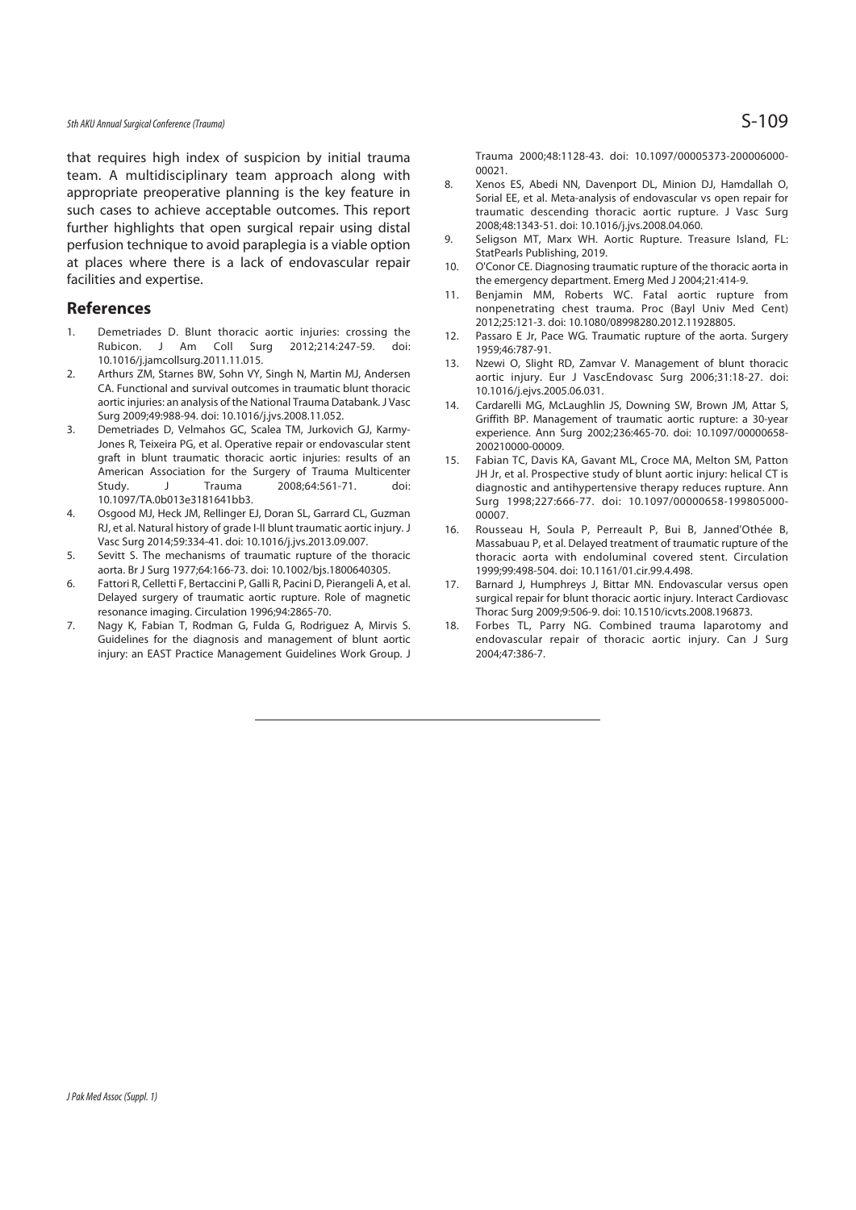that requires high index of suspicion by initial trauma team. A multidisciplinary team approach along with appropriate preoperative planning is the key feature in such cases to achieve acceptable outcomes. This report further highlights that open surgical repair using distal perfusion technique to avoid paraplegia is a viable option at places where there is a lack of endovascular repair facilities and expertise.

## References

1. Demetriades D. Blunt thoracic aortic injuries: crossing the Rubicon. J Am Coll Surg 2012;214:247-59. doi: 10.1016/j.jamcollsurg.2011.11.015.
2. Arthurs ZM, Starnes BW, Sohn VY, Singh N, Martin MJ, Andersen CA. Functional and survival outcomes in traumatic blunt thoracic aortic injuries: an analysis of the National Trauma Databank. J Vasc Surg 2009;49:988-94. doi: 10.1016/j.jvs.2008.11.052.
3. Demetriades D, Velmahos GC, Scalea TM, Jurkovich GJ, Karmy-Jones R, Teixeira PG, et al. Operative repair or endovascular stent graft in blunt traumatic thoracic aortic injuries: results of an American Association for the Surgery of Trauma Multicenter Study. J Trauma 2008;64:561-71. doi: 10.1097/TA.0b013e3181641bb3.
4. Osgood MJ, Heck JM, Rellinger EJ, Doran SL, Garrard CL, Guzman RJ, et al. Natural history of grade I-II blunt traumatic aortic injury. J Vasc Surg 2014;59:334-41. doi: 10.1016/j.jvs.2013.09.007.
5. Sevitt S. The mechanisms of traumatic rupture of the thoracic aorta. Br J Surg 1977;64:166-73. doi: 10.1002/bjs.1800640305.
6. Fattori R, Celletti F, Bertaccini P, Galli R, Pacini D, Pierangeli A, et al. Delayed surgery of traumatic aortic rupture. Role of magnetic resonance imaging. Circulation 1996;94:2865-70.
7. Nagy K, Fabian T, Rodman G, Fulda G, Rodriguez A, Mirvis S. Guidelines for the diagnosis and management of blunt aortic injury: an EAST Practice Management Guidelines Work Group. J Trauma 2000;48:1128-43. doi: 10.1097/00005373-200006000-00021.
8. Xenos ES, Abedi NN, Davenport DL, Minion DJ, Hamdallah O, Sorial EE, et al. Meta-analysis of endovascular vs open repair for traumatic descending thoracic aortic rupture. J Vasc Surg 2008;48:1343-51. doi: 10.1016/j.jvs.2008.04.060.
9. Seligson MT, Marx WH. Aortic Rupture. Treasure Island, FL: StatPearls Publishing, 2019.
10. O'Conor CE. Diagnosing traumatic rupture of the thoracic aorta in the emergency department. Emerg Med J 2004;21:414-9.
11. Benjamin MM, Roberts WC. Fatal aortic rupture from nonpenetrating chest trauma. Proc (Bayl Univ Med Cent) 2012;25:121-3. doi: 10.1080/08998280.2012.11928805.
12. Passaro E Jr, Pace WG. Traumatic rupture of the aorta. Surgery 1959;46:787-91.
13. Nzewi O, Slight RD, Zamvar V. Management of blunt thoracic aortic injury. Eur J VascEndovasc Surg 2006;31:18-27. doi: 10.1016/j.ejvs.2005.06.031.
14. Cardarelli MG, McLaughlin JS, Downing SW, Brown JM, Attar S, Griffith BP. Management of traumatic aortic rupture: a 30-year experience. Ann Surg 2002;236:465-70. doi: 10.1097/00000658-200210000-00009.
15. Fabian TC, Davis KA, Gavant ML, Croce MA, Melton SM, Patton JH Jr, et al. Prospective study of blunt aortic injury: helical CT is diagnostic and antihypertensive therapy reduces rupture. Ann Surg 1998;227:666-77. doi: 10.1097/00000658-199805000-00007.
16. Rousseau H, Soula P, Perreault P, Bui B, Janned'Othée B, Massabuau P, et al. Delayed treatment of traumatic rupture of the thoracic aorta with endoluminal covered stent. Circulation 1999;99:498-504. doi: 10.1161/01.cir.99.4.498.
17. Barnard J, Humphreys J, Bittar MN. Endovascular versus open surgical repair for blunt thoracic aortic injury. Interact Cardiovasc Thorac Surg 2009;9:506-9. doi: 10.1510/icvts.2008.196873.
18. Forbes TL, Parry NG. Combined trauma laparotomy and endovascular repair of thoracic aortic injury. Can J Surg 2004;47:386-7.